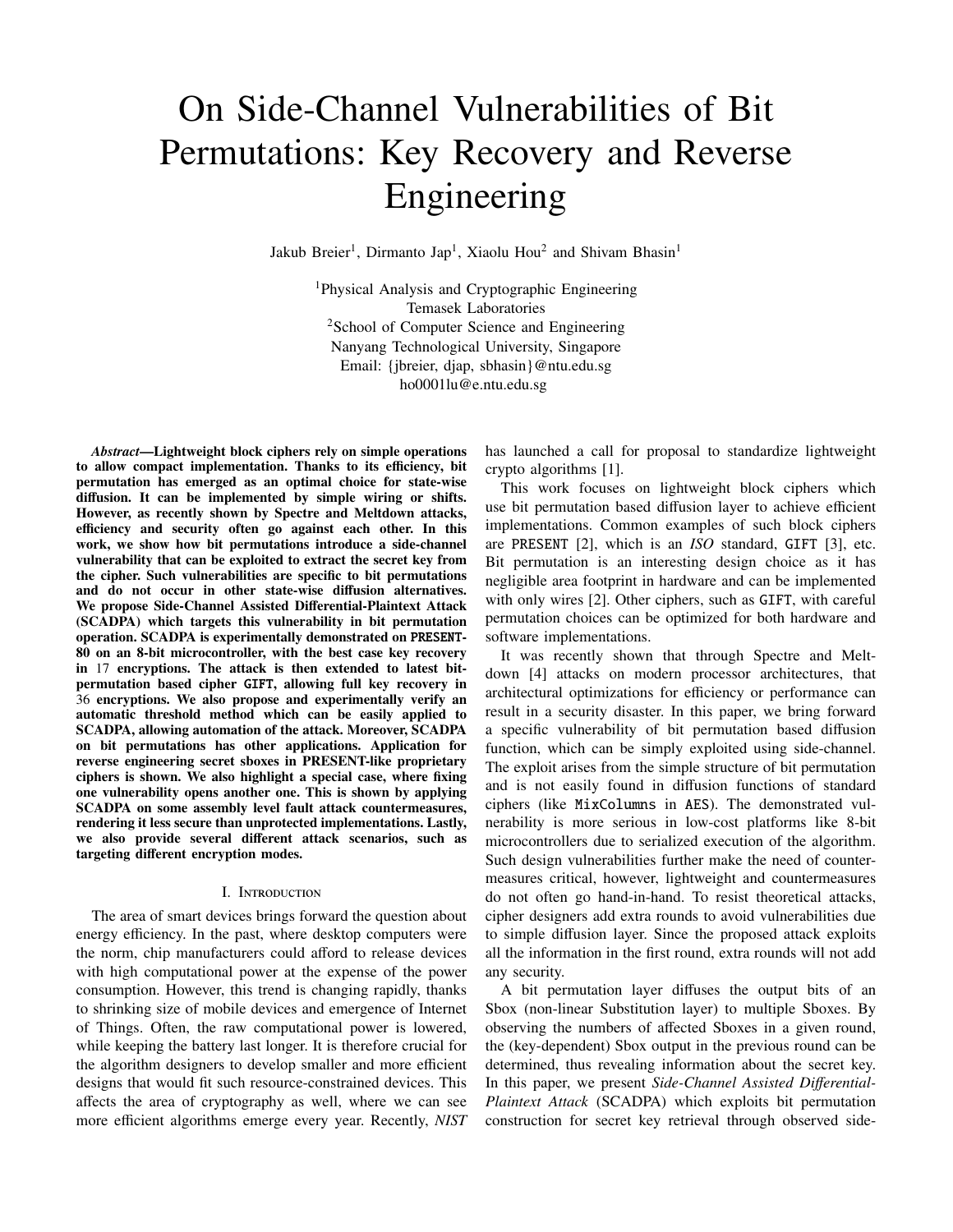# On Side-Channel Vulnerabilities of Bit Permutations: Key Recovery and Reverse Engineering

Jakub Breier[1], Dirmanto Jap[1], Xiaolu Hou[2] and Shivam Bhasin[1]

[1]Physical Analysis and Cryptographic Engineering
Temasek Laboratories
[2]School of Computer Science and Engineering
Nanyang Technological University, Singapore
Email: {jbreier, djap, sbhasin}@ntu.edu.sg
ho0001lu@e.ntu.edu.sg

***Abstract*—Lightweight block ciphers rely on simple operations to allow compact implementation. Thanks to its efficiency, bit permutation has emerged as an optimal choice for state-wise diffusion. It can be implemented by simple wiring or shifts. However, as recently shown by Spectre and Meltdown attacks, efficiency and security often go against each other. In this work, we show how bit permutations introduce a side-channel vulnerability that can be exploited to extract the secret key from the cipher. Such vulnerabilities are specific to bit permutations and do not occur in other state-wise diffusion alternatives. We propose Side-Channel Assisted Differential-Plaintext Attack (SCADPA) which targets this vulnerability in bit permutation operation. SCADPA is experimentally demonstrated on PRESENT-80 on an 8-bit microcontroller, with the best case key recovery in 17 encryptions. The attack is then extended to latest bit-permutation based cipher GIFT, allowing full key recovery in 36 encryptions. We also propose and experimentally verify an automatic threshold method which can be easily applied to SCADPA, allowing automation of the attack. Moreover, SCADPA on bit permutations has other applications. Application for reverse engineering secret sboxes in PRESENT-like proprietary ciphers is shown. We also highlight a special case, where fixing one vulnerability opens another one. This is shown by applying SCADPA on some assembly level fault attack countermeasures, rendering it less secure than unprotected implementations. Lastly, we also provide several different attack scenarios, such as targeting different encryption modes.**

## I. Introduction

The area of smart devices brings forward the question about energy efficiency. In the past, where desktop computers were the norm, chip manufacturers could afford to release devices with high computational power at the expense of the power consumption. However, this trend is changing rapidly, thanks to shrinking size of mobile devices and emergence of Internet of Things. Often, the raw computational power is lowered, while keeping the battery last longer. It is therefore crucial for the algorithm designers to develop smaller and more efficient designs that would fit such resource-constrained devices. This affects the area of cryptography as well, where we can see more efficient algorithms emerge every year. Recently, *NIST* has launched a call for proposal to standardize lightweight crypto algorithms [1].

This work focuses on lightweight block ciphers which use bit permutation based diffusion layer to achieve efficient implementations. Common examples of such block ciphers are PRESENT [2], which is an *ISO* standard, GIFT [3], etc. Bit permutation is an interesting design choice as it has negligible area footprint in hardware and can be implemented with only wires [2]. Other ciphers, such as GIFT, with careful permutation choices can be optimized for both hardware and software implementations.

It was recently shown that through Spectre and Meltdown [4] attacks on modern processor architectures, that architectural optimizations for efficiency or performance can result in a security disaster. In this paper, we bring forward a specific vulnerability of bit permutation based diffusion function, which can be simply exploited using side-channel. The exploit arises from the simple structure of bit permutation and is not easily found in diffusion functions of standard ciphers (like MixColumns in AES). The demonstrated vulnerability is more serious in low-cost platforms like 8-bit microcontrollers due to serialized execution of the algorithm. Such design vulnerabilities further make the need of countermeasures critical, however, lightweight and countermeasures do not often go hand-in-hand. To resist theoretical attacks, cipher designers add extra rounds to avoid vulnerabilities due to simple diffusion layer. Since the proposed attack exploits all the information in the first round, extra rounds will not add any security.

A bit permutation layer diffuses the output bits of an Sbox (non-linear Substitution layer) to multiple Sboxes. By observing the numbers of affected Sboxes in a given round, the (key-dependent) Sbox output in the previous round can be determined, thus revealing information about the secret key. In this paper, we present *Side-Channel Assisted Differential-Plaintext Attack* (SCADPA) which exploits bit permutation construction for secret key retrieval through observed side-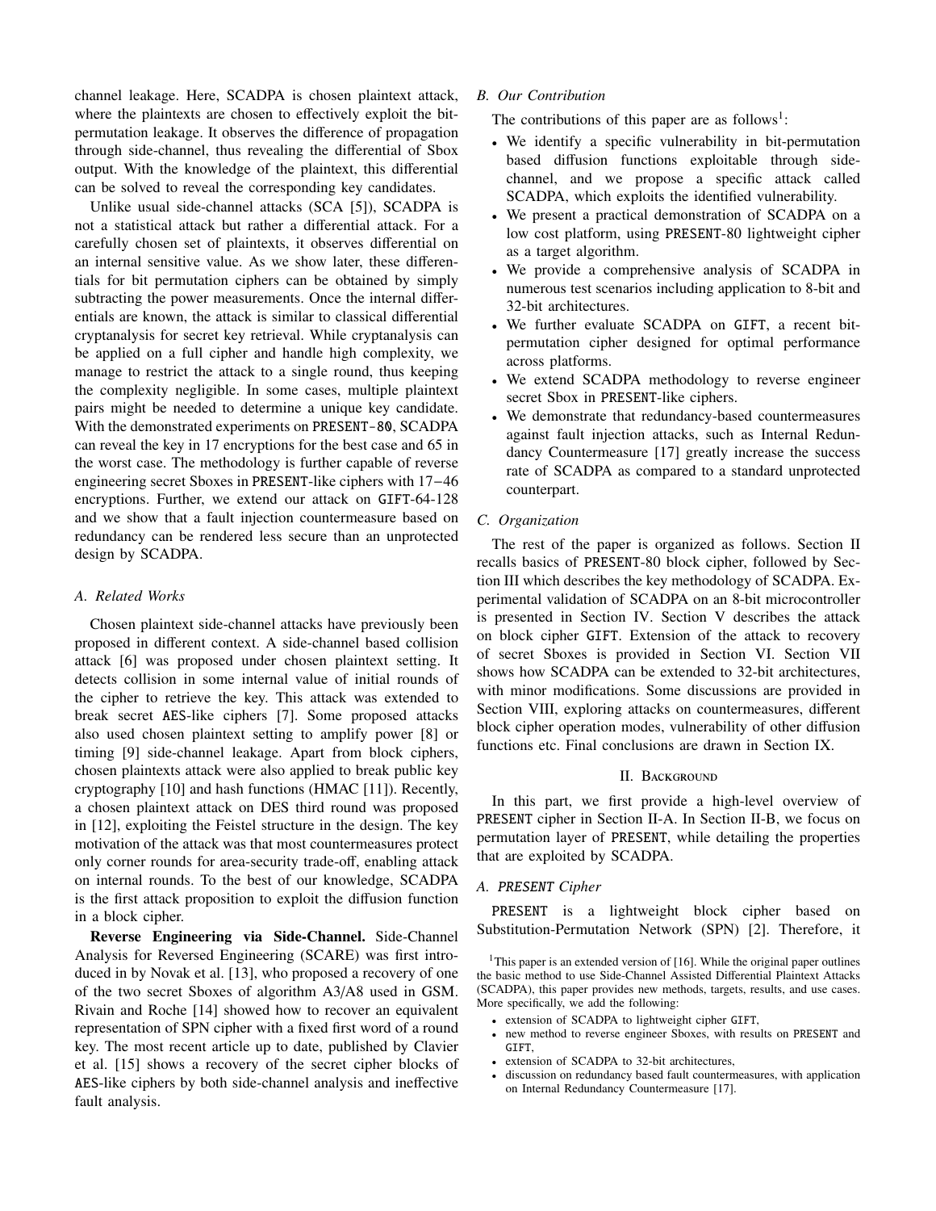channel leakage. Here, SCADPA is chosen plaintext attack, where the plaintexts are chosen to effectively exploit the bit-permutation leakage. It observes the difference of propagation through side-channel, thus revealing the differential of Sbox output. With the knowledge of the plaintext, this differential can be solved to reveal the corresponding key candidates.

Unlike usual side-channel attacks (SCA [5]), SCADPA is not a statistical attack but rather a differential attack. For a carefully chosen set of plaintexts, it observes differential on an internal sensitive value. As we show later, these differentials for bit permutation ciphers can be obtained by simply subtracting the power measurements. Once the internal differentials are known, the attack is similar to classical differential cryptanalysis for secret key retrieval. While cryptanalysis can be applied on a full cipher and handle high complexity, we manage to restrict the attack to a single round, thus keeping the complexity negligible. In some cases, multiple plaintext pairs might be needed to determine a unique key candidate. With the demonstrated experiments on PRESENT-80, SCADPA can reveal the key in 17 encryptions for the best case and 65 in the worst case. The methodology is further capable of reverse engineering secret Sboxes in PRESENT-like ciphers with 17−46 encryptions. Further, we extend our attack on GIFT-64-128 and we show that a fault injection countermeasure based on redundancy can be rendered less secure than an unprotected design by SCADPA.

### *A. Related Works*

Chosen plaintext side-channel attacks have previously been proposed in different context. A side-channel based collision attack [6] was proposed under chosen plaintext setting. It detects collision in some internal value of initial rounds of the cipher to retrieve the key. This attack was extended to break secret AES-like ciphers [7]. Some proposed attacks also used chosen plaintext setting to amplify power [8] or timing [9] side-channel leakage. Apart from block ciphers, chosen plaintexts attack were also applied to break public key cryptography [10] and hash functions (HMAC [11]). Recently, a chosen plaintext attack on DES third round was proposed in [12], exploiting the Feistel structure in the design. The key motivation of the attack was that most countermeasures protect only corner rounds for area-security trade-off, enabling attack on internal rounds. To the best of our knowledge, SCADPA is the first attack proposition to exploit the diffusion function in a block cipher.

**Reverse Engineering via Side-Channel.** Side-Channel Analysis for Reversed Engineering (SCARE) was first introduced in by Novak et al. [13], who proposed a recovery of one of the two secret Sboxes of algorithm A3/A8 used in GSM. Rivain and Roche [14] showed how to recover an equivalent representation of SPN cipher with a fixed first word of a round key. The most recent article up to date, published by Clavier et al. [15] shows a recovery of the secret cipher blocks of AES-like ciphers by both side-channel analysis and ineffective fault analysis.

### *B. Our Contribution*

The contributions of this paper are as follows[1]:

- We identify a specific vulnerability in bit-permutation based diffusion functions exploitable through side-channel, and we propose a specific attack called SCADPA, which exploits the identified vulnerability.
- We present a practical demonstration of SCADPA on a low cost platform, using PRESENT-80 lightweight cipher as a target algorithm.
- We provide a comprehensive analysis of SCADPA in numerous test scenarios including application to 8-bit and 32-bit architectures.
- We further evaluate SCADPA on GIFT, a recent bit-permutation cipher designed for optimal performance across platforms.
- We extend SCADPA methodology to reverse engineer secret Sbox in PRESENT-like ciphers.
- We demonstrate that redundancy-based countermeasures against fault injection attacks, such as Internal Redundancy Countermeasure [17] greatly increase the success rate of SCADPA as compared to a standard unprotected counterpart.

### *C. Organization*

The rest of the paper is organized as follows. Section II recalls basics of PRESENT-80 block cipher, followed by Section III which describes the key methodology of SCADPA. Experimental validation of SCADPA on an 8-bit microcontroller is presented in Section IV. Section V describes the attack on block cipher GIFT. Extension of the attack to recovery of secret Sboxes is provided in Section VI. Section VII shows how SCADPA can be extended to 32-bit architectures, with minor modifications. Some discussions are provided in Section VIII, exploring attacks on countermeasures, different block cipher operation modes, vulnerability of other diffusion functions etc. Final conclusions are drawn in Section IX.

## II. Background

In this part, we first provide a high-level overview of PRESENT cipher in Section II-A. In Section II-B, we focus on permutation layer of PRESENT, while detailing the properties that are exploited by SCADPA.

### *A. PRESENT Cipher*

PRESENT is a lightweight block cipher based on Substitution-Permutation Network (SPN) [2]. Therefore, it

[1] This paper is an extended version of [16]. While the original paper outlines the basic method to use Side-Channel Assisted Differential Plaintext Attacks (SCADPA), this paper provides new methods, targets, results, and use cases. More specifically, we add the following:

- extension of SCADPA to lightweight cipher GIFT,
- new method to reverse engineer Sboxes, with results on PRESENT and GIFT,
- extension of SCADPA to 32-bit architectures,
- discussion on redundancy based fault countermeasures, with application on Internal Redundancy Countermeasure [17].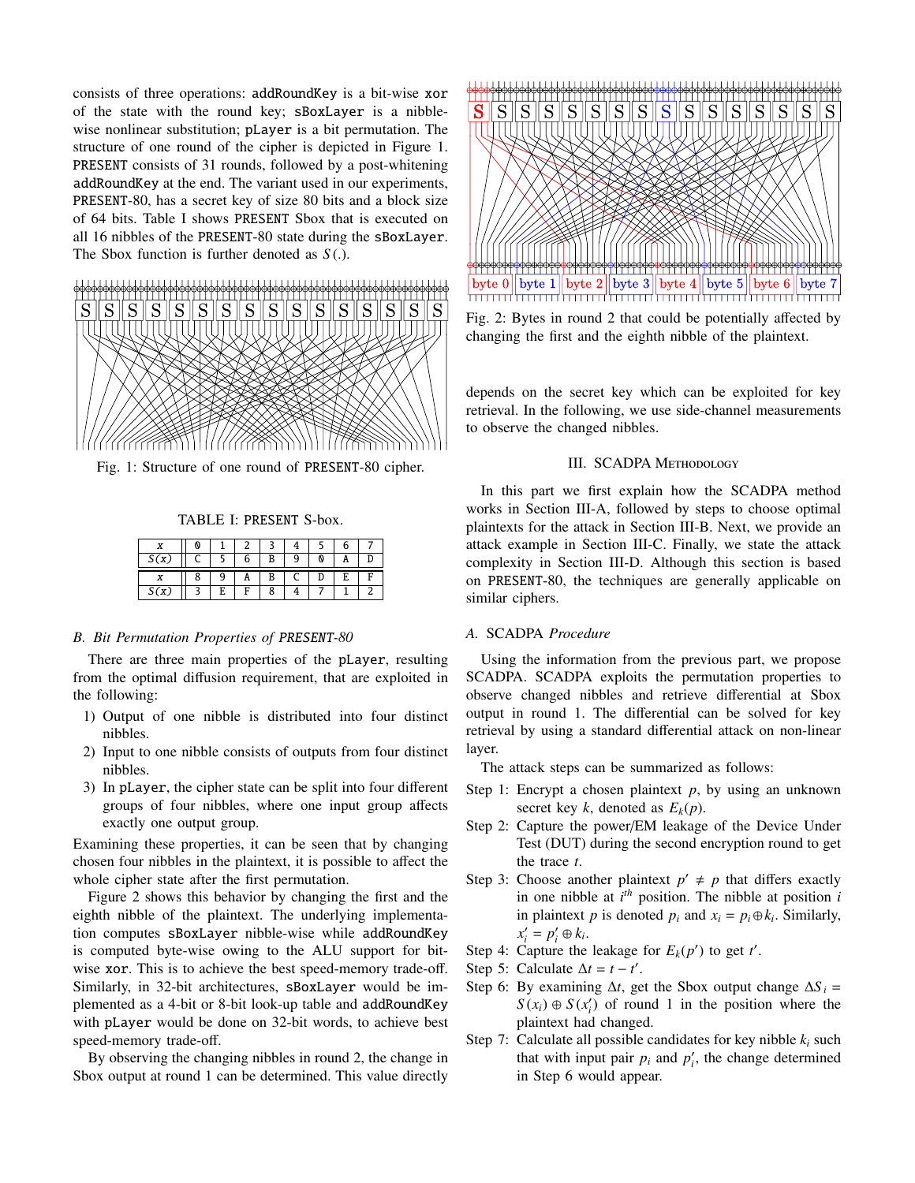consists of three operations: addRoundKey is a bit-wise xor of the state with the round key; sBoxLayer is a nibble-wise nonlinear substitution; pLayer is a bit permutation. The structure of one round of the cipher is depicted in Figure 1. PRESENT consists of 31 rounds, followed by a post-whitening addRoundKey at the end. The variant used in our experiments, PRESENT-80, has a secret key of size 80 bits and a block size of 64 bits. Table I shows PRESENT Sbox that is executed on all 16 nibbles of the PRESENT-80 state during the sBoxLayer. The Sbox function is further denoted as $S(.)$.

Fig. 1: Structure of one round of PRESENT-80 cipher.

TABLE I: PRESENT S-box.

| $x$ | 0 | 1 | 2 | 3 | 4 | 5 | 6 | 7 |
|---|---|---|---|---|---|---|---|---|
| $S(x)$ | C | 5 | 6 | B | 9 | 0 | A | D |
| $x$ | 8 | 9 | A | B | C | D | E | F |
| $S(x)$ | 3 | E | F | 8 | 4 | 7 | 1 | 2 |

### B. Bit Permutation Properties of PRESENT-80

There are three main properties of the pLayer, resulting from the optimal diffusion requirement, that are exploited in the following:

1) Output of one nibble is distributed into four distinct nibbles.
2) Input to one nibble consists of outputs from four distinct nibbles.
3) In pLayer, the cipher state can be split into four different groups of four nibbles, where one input group affects exactly one output group.

Examining these properties, it can be seen that by changing chosen four nibbles in the plaintext, it is possible to affect the whole cipher state after the first permutation.

Figure 2 shows this behavior by changing the first and the eighth nibble of the plaintext. The underlying implementation computes sBoxLayer nibble-wise while addRoundKey is computed byte-wise owing to the ALU support for bit-wise xor. This is to achieve the best speed-memory trade-off. Similarly, in 32-bit architectures, sBoxLayer would be implemented as a 4-bit or 8-bit look-up table and addRoundKey with pLayer would be done on 32-bit words, to achieve best speed-memory trade-off.

By observing the changing nibbles in round 2, the change in Sbox output at round 1 can be determined. This value directly depends on the secret key which can be exploited for key retrieval. In the following, we use side-channel measurements to observe the changed nibbles.

Fig. 2: Bytes in round 2 that could be potentially affected by changing the first and the eighth nibble of the plaintext.

## III. SCADPA Methodology

In this part we first explain how the SCADPA method works in Section III-A, followed by steps to choose optimal plaintexts for the attack in Section III-B. Next, we provide an attack example in Section III-C. Finally, we state the attack complexity in Section III-D. Although this section is based on PRESENT-80, the techniques are generally applicable on similar ciphers.

### A. SCADPA Procedure

Using the information from the previous part, we propose SCADPA. SCADPA exploits the permutation properties to observe changed nibbles and retrieve differential at Sbox output in round 1. The differential can be solved for key retrieval by using a standard differential attack on non-linear layer.

The attack steps can be summarized as follows:

Step 1: Encrypt a chosen plaintext $p$, by using an unknown secret key $k$, denoted as $E_k(p)$.

Step 2: Capture the power/EM leakage of the Device Under Test (DUT) during the second encryption round to get the trace $t$.

Step 3: Choose another plaintext $p' \neq p$ that differs exactly in one nibble at $i^{th}$ position. The nibble at position $i$ in plaintext $p$ is denoted $p_i$ and $x_i = p_i \oplus k_i$. Similarly, $x'_i = p'_i \oplus k_i$.

Step 4: Capture the leakage for $E_k(p')$ to get $t'$.

Step 5: Calculate $\Delta t = t - t'$.

Step 6: By examining $\Delta t$, get the Sbox output change $\Delta S_i = S(x_i) \oplus S(x'_i)$ of round 1 in the position where the plaintext had changed.

Step 7: Calculate all possible candidates for key nibble $k_i$ such that with input pair $p_i$ and $p'_i$, the change determined in Step 6 would appear.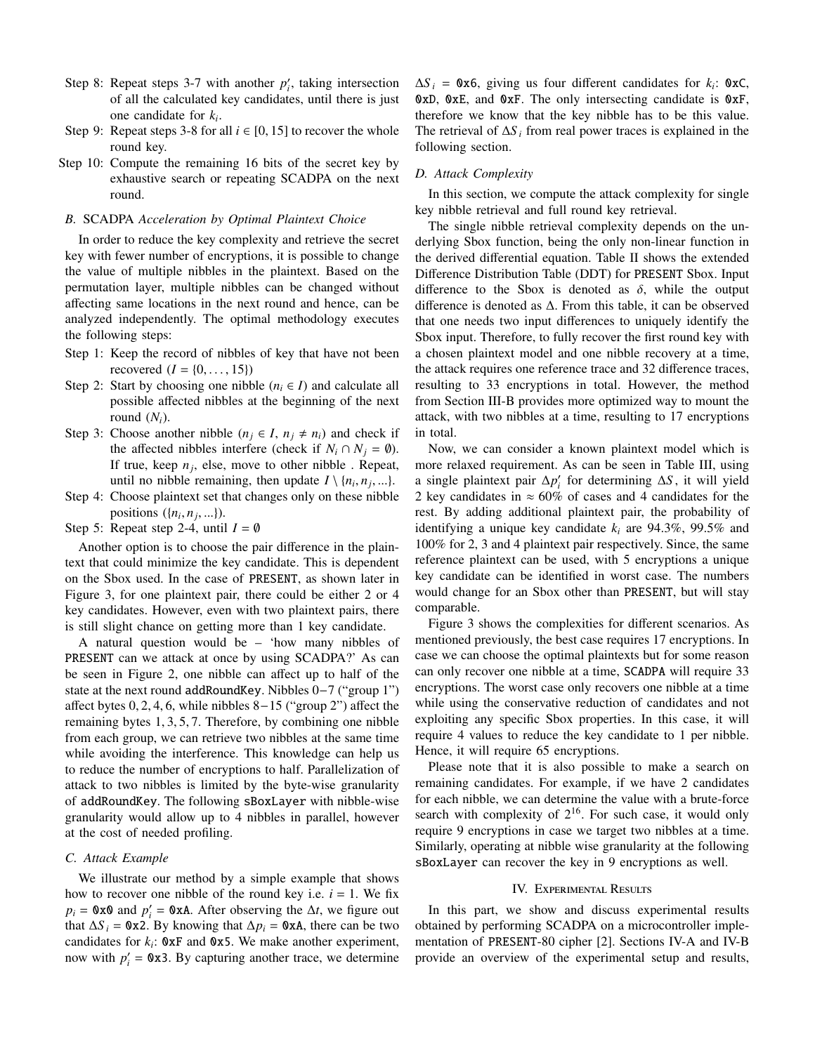Step 8: Repeat steps 3-7 with another $p'_i$, taking intersection of all the calculated key candidates, until there is just one candidate for $k_i$.

Step 9: Repeat steps 3-8 for all $i \in [0, 15]$ to recover the whole round key.

Step 10: Compute the remaining 16 bits of the secret key by exhaustive search or repeating SCADPA on the next round.

### B. SCADPA *Acceleration by Optimal Plaintext Choice*

In order to reduce the key complexity and retrieve the secret key with fewer number of encryptions, it is possible to change the value of multiple nibbles in the plaintext. Based on the permutation layer, multiple nibbles can be changed without affecting same locations in the next round and hence, can be analyzed independently. The optimal methodology executes the following steps:

Step 1: Keep the record of nibbles of key that have not been recovered ($I = \{0, \ldots, 15\}$)

Step 2: Start by choosing one nibble ($n_i \in I$) and calculate all possible affected nibbles at the beginning of the next round ($N_i$).

Step 3: Choose another nibble ($n_j \in I$, $n_j \neq n_i$) and check if the affected nibbles interfere (check if $N_i \cap N_j = \emptyset$). If true, keep $n_j$, else, move to other nibble . Repeat, until no nibble remaining, then update $I \setminus \{n_i, n_j, ...\}$.

Step 4: Choose plaintext set that changes only on these nibble positions ($\{n_i, n_j, ...\}$).

Step 5: Repeat step 2-4, until $I = \emptyset$

Another option is to choose the pair difference in the plaintext that could minimize the key candidate. This is dependent on the Sbox used. In the case of PRESENT, as shown later in Figure 3, for one plaintext pair, there could be either 2 or 4 key candidates. However, even with two plaintext pairs, there is still slight chance on getting more than 1 key candidate.

A natural question would be – 'how many nibbles of PRESENT can we attack at once by using SCADPA?' As can be seen in Figure 2, one nibble can affect up to half of the state at the next round addRoundKey. Nibbles 0−7 ("group 1") affect bytes 0, 2, 4, 6, while nibbles 8−15 ("group 2") affect the remaining bytes 1, 3, 5, 7. Therefore, by combining one nibble from each group, we can retrieve two nibbles at the same time while avoiding the interference. This knowledge can help us to reduce the number of encryptions to half. Parallelization of attack to two nibbles is limited by the byte-wise granularity of addRoundKey. The following sBoxLayer with nibble-wise granularity would allow up to 4 nibbles in parallel, however at the cost of needed profiling.

### C. Attack Example

We illustrate our method by a simple example that shows how to recover one nibble of the round key i.e. $i = 1$. We fix $p_i$ = 0x0 and $p'_i$ = 0xA. After observing the $\Delta t$, we figure out that $\Delta S_i$ = 0x2. By knowing that $\Delta p_i$ = 0xA, there can be two candidates for $k_i$: 0xF and 0x5. We make another experiment, now with $p'_i$ = 0x3. By capturing another trace, we determine $\Delta S_i$ = 0x6, giving us four different candidates for $k_i$: 0xC, 0xD, 0xE, and 0xF. The only intersecting candidate is 0xF, therefore we know that the key nibble has to be this value. The retrieval of $\Delta S_i$ from real power traces is explained in the following section.

### D. Attack Complexity

In this section, we compute the attack complexity for single key nibble retrieval and full round key retrieval.

The single nibble retrieval complexity depends on the underlying Sbox function, being the only non-linear function in the derived differential equation. Table II shows the extended Difference Distribution Table (DDT) for PRESENT Sbox. Input difference to the Sbox is denoted as $\delta$, while the output difference is denoted as $\Delta$. From this table, it can be observed that one needs two input differences to uniquely identify the Sbox input. Therefore, to fully recover the first round key with a chosen plaintext model and one nibble recovery at a time, the attack requires one reference trace and 32 difference traces, resulting to 33 encryptions in total. However, the method from Section III-B provides more optimized way to mount the attack, with two nibbles at a time, resulting to 17 encryptions in total.

Now, we can consider a known plaintext model which is more relaxed requirement. As can be seen in Table III, using a single plaintext pair $\Delta p'_i$ for determining $\Delta S$, it will yield 2 key candidates in $\approx 60\%$ of cases and 4 candidates for the rest. By adding additional plaintext pair, the probability of identifying a unique key candidate $k_i$ are 94.3%, 99.5% and 100% for 2, 3 and 4 plaintext pair respectively. Since, the same reference plaintext can be used, with 5 encryptions a unique key candidate can be identified in worst case. The numbers would change for an Sbox other than PRESENT, but will stay comparable.

Figure 3 shows the complexities for different scenarios. As mentioned previously, the best case requires 17 encryptions. In case we can choose the optimal plaintexts but for some reason can only recover one nibble at a time, SCADPA will require 33 encryptions. The worst case only recovers one nibble at a time while using the conservative reduction of candidates and not exploiting any specific Sbox properties. In this case, it will require 4 values to reduce the key candidate to 1 per nibble. Hence, it will require 65 encryptions.

Please note that it is also possible to make a search on remaining candidates. For example, if we have 2 candidates for each nibble, we can determine the value with a brute-force search with complexity of $2^{16}$. For such case, it would only require 9 encryptions in case we target two nibbles at a time. Similarly, operating at nibble wise granularity at the following sBoxLayer can recover the key in 9 encryptions as well.

## IV. Experimental Results

In this part, we show and discuss experimental results obtained by performing SCADPA on a microcontroller implementation of PRESENT-80 cipher [2]. Sections IV-A and IV-B provide an overview of the experimental setup and results,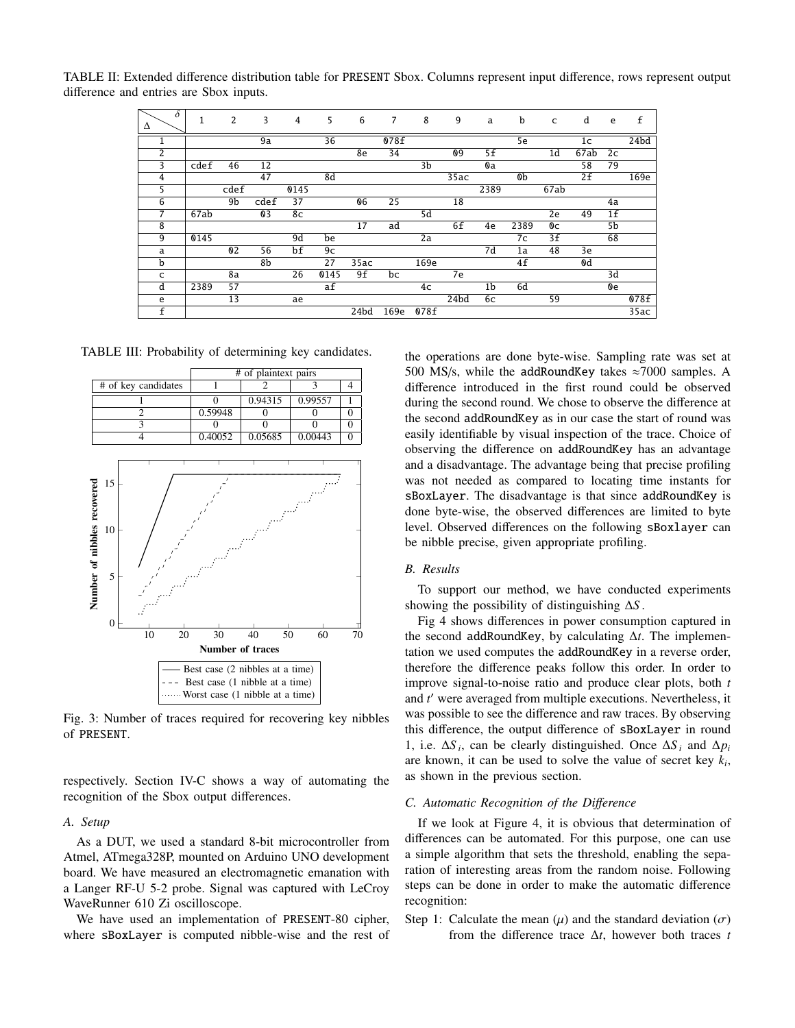TABLE II: Extended difference distribution table for PRESENT Sbox. Columns represent input difference, rows represent output difference and entries are Sbox inputs.

| Δ \ δ | 1 | 2 | 3 | 4 | 5 | 6 | 7 | 8 | 9 | a | b | c | d | e | f |
|---|---|---|---|---|---|---|---|---|---|---|---|---|---|---|---|
| 1 | | | 9a | | 36 | | 078f | | | | 5e | | 1c | | 24bd |
| 2 | | | | | | 8e | 34 | | 09 | 5f | | 1d | 67ab | 2c | |
| 3 | cdef | 46 | 12 | | | | | 3b | | 0a | | | 58 | 79 | |
| 4 | | | 47 | | 8d | | | | 35ac | | 0b | | 2f | | 169e |
| 5 | | cdef | | 0145 | | | | | | 2389 | | 67ab | | | |
| 6 | | 9b | cdef | 37 | | 06 | 25 | | 18 | | | | | 4a | |
| 7 | 67ab | | 03 | 8c | | | | 5d | | | | 2e | 49 | 1f | |
| 8 | | | | | | 17 | ad | | 6f | 4e | 2389 | 0c | | 5b | |
| 9 | 0145 | | | 9d | be | | | 2a | | | 7c | 3f | | 68 | |
| a | | 02 | 56 | bf | 9c | | | | | 7d | 1a | 48 | 3e | | |
| b | | | 8b | | 27 | 35ac | | 169e | | | 4f | | 0d | | |
| c | | 8a | | 26 | 0145 | 9f | bc | | 7e | | | | | 3d | |
| d | 2389 | 57 | | | af | | | 4c | | 1b | 6d | | | 0e | |
| e | | 13 | | ae | | | | | 24bd | 6c | | 59 | | | 078f |
| f | | | | | | 24bd | 169e | 078f | | | | | | | 35ac |

TABLE III: Probability of determining key candidates.

| | # of plaintext pairs | | | |
|---|---|---|---|---|
| # of key candidates | 1 | 2 | 3 | 4 |
| 1 | 0 | 0.94315 | 0.99557 | 1 |
| 2 | 0.59948 | 0 | 0 | 0 |
| 3 | 0 | 0 | 0 | 0 |
| 4 | 0.40052 | 0.05685 | 0.00443 | 0 |

Fig. 3: Number of traces required for recovering key nibbles of PRESENT.

respectively. Section IV-C shows a way of automating the recognition of the Sbox output differences.

### A. Setup

As a DUT, we used a standard 8-bit microcontroller from Atmel, ATmega328P, mounted on Arduino UNO development board. We have measured an electromagnetic emanation with a Langer RF-U 5-2 probe. Signal was captured with LeCroy WaveRunner 610 Zi oscilloscope.

We have used an implementation of PRESENT-80 cipher, where sBoxLayer is computed nibble-wise and the rest of the operations are done byte-wise. Sampling rate was set at 500 MS/s, while the addRoundKey takes ≈7000 samples. A difference introduced in the first round could be observed during the second round. We chose to observe the difference at the second addRoundKey as in our case the start of round was easily identifiable by visual inspection of the trace. Choice of observing the difference on addRoundKey has an advantage and a disadvantage. The advantage being that precise profiling was not needed as compared to locating time instants for sBoxLayer. The disadvantage is that since addRoundKey is done byte-wise, the observed differences are limited to byte level. Observed differences on the following sBoxlayer can be nibble precise, given appropriate profiling.

### B. Results

To support our method, we have conducted experiments showing the possibility of distinguishing $\Delta S$.

Fig 4 shows differences in power consumption captured in the second addRoundKey, by calculating $\Delta t$. The implementation we used computes the addRoundKey in a reverse order, therefore the difference peaks follow this order. In order to improve signal-to-noise ratio and produce clear plots, both $t$ and $t'$ were averaged from multiple executions. Nevertheless, it was possible to see the difference and raw traces. By observing this difference, the output difference of sBoxLayer in round 1, i.e. $\Delta S_i$, can be clearly distinguished. Once $\Delta S_i$ and $\Delta p_i$ are known, it can be used to solve the value of secret key $k_i$, as shown in the previous section.

### C. Automatic Recognition of the Difference

If we look at Figure 4, it is obvious that determination of differences can be automated. For this purpose, one can use a simple algorithm that sets the threshold, enabling the separation of interesting areas from the random noise. Following steps can be done in order to make the automatic difference recognition:

Step 1: Calculate the mean ($\mu$) and the standard deviation ($\sigma$) from the difference trace $\Delta t$, however both traces $t$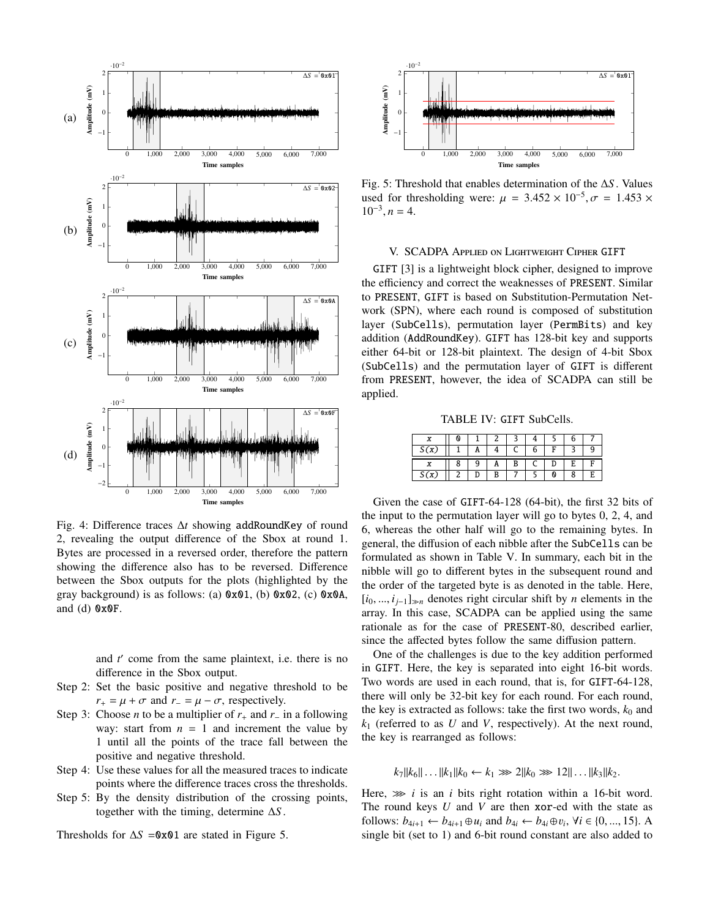Fig. 4: Difference traces $\Delta t$ showing addRoundKey of round 2, revealing the output difference of the Sbox at round 1. Bytes are processed in a reversed order, therefore the pattern showing the difference also has to be reversed. Difference between the Sbox outputs for the plots (highlighted by the gray background) is as follows: (a) 0x01, (b) 0x02, (c) 0x0A, and (d) 0x0F.

and $t'$ come from the same plaintext, i.e. there is no difference in the Sbox output.

Step 2: Set the basic positive and negative threshold to be $r_+ = \mu + \sigma$ and $r_- = \mu - \sigma$, respectively.

Step 3: Choose $n$ to be a multiplier of $r_+$ and $r_-$ in a following way: start from $n = 1$ and increment the value by 1 until all the points of the trace fall between the positive and negative threshold.

Step 4: Use these values for all the measured traces to indicate points where the difference traces cross the thresholds.

Step 5: By the density distribution of the crossing points, together with the timing, determine $\Delta S$.

Thresholds for $\Delta S$ =0x01 are stated in Figure 5.

Fig. 5: Threshold that enables determination of the $\Delta S$. Values used for thresholding were: $\mu = 3.452 \times 10^{-5}, \sigma = 1.453 \times 10^{-3}, n = 4$.

## V. SCADPA Applied on Lightweight Cipher GIFT

GIFT [3] is a lightweight block cipher, designed to improve the efficiency and correct the weaknesses of PRESENT. Similar to PRESENT, GIFT is based on Substitution-Permutation Network (SPN), where each round is composed of substitution layer (SubCells), permutation layer (PermBits) and key addition (AddRoundKey). GIFT has 128-bit key and supports either 64-bit or 128-bit plaintext. The design of 4-bit Sbox (SubCells) and the permutation layer of GIFT is different from PRESENT, however, the idea of SCADPA can still be applied.

TABLE IV: GIFT SubCells.

| $x$ | 0 | 1 | 2 | 3 | 4 | 5 | 6 | 7 |
|---|---|---|---|---|---|---|---|---|
| $S(x)$ | 1 | A | 4 | C | 6 | F | 3 | 9 |
| $x$ | 8 | 9 | A | B | C | D | E | F |
| $S(x)$ | 2 | D | B | 7 | 5 | 0 | 8 | E |

Given the case of GIFT-64-128 (64-bit), the first 32 bits of the input to the permutation layer will go to bytes 0, 2, 4, and 6, whereas the other half will go to the remaining bytes. In general, the diffusion of each nibble after the SubCells can be formulated as shown in Table V. In summary, each bit in the nibble will go to different bytes in the subsequent round and the order of the targeted byte is as denoted in the table. Here, $[i_0, ..., i_{j-1}]_{\ggg n}$ denotes right circular shift by $n$ elements in the array. In this case, SCADPA can be applied using the same rationale as for the case of PRESENT-80, described earlier, since the affected bytes follow the same diffusion pattern.

One of the challenges is due to the key addition performed in GIFT. Here, the key is separated into eight 16-bit words. Two words are used in each round, that is, for GIFT-64-128, there will only be 32-bit key for each round. For each round, the key is extracted as follows: take the first two words, $k_0$ and $k_1$ (referred to as $U$ and $V$, respectively). At the next round, the key is rearranged as follows:

$$k_7||k_6||\ldots||k_1||k_0 \leftarrow k_1 \ggg 2||k_0 \ggg 12||\ldots||k_3||k_2.$$

Here, $\ggg i$ is an $i$ bits right rotation within a 16-bit word. The round keys $U$ and $V$ are then xor-ed with the state as follows: $b_{4i+1} \leftarrow b_{4i+1} \oplus u_i$ and $b_{4i} \leftarrow b_{4i} \oplus v_i$, $\forall i \in \{0, ..., 15\}$. A single bit (set to 1) and 6-bit round constant are also added to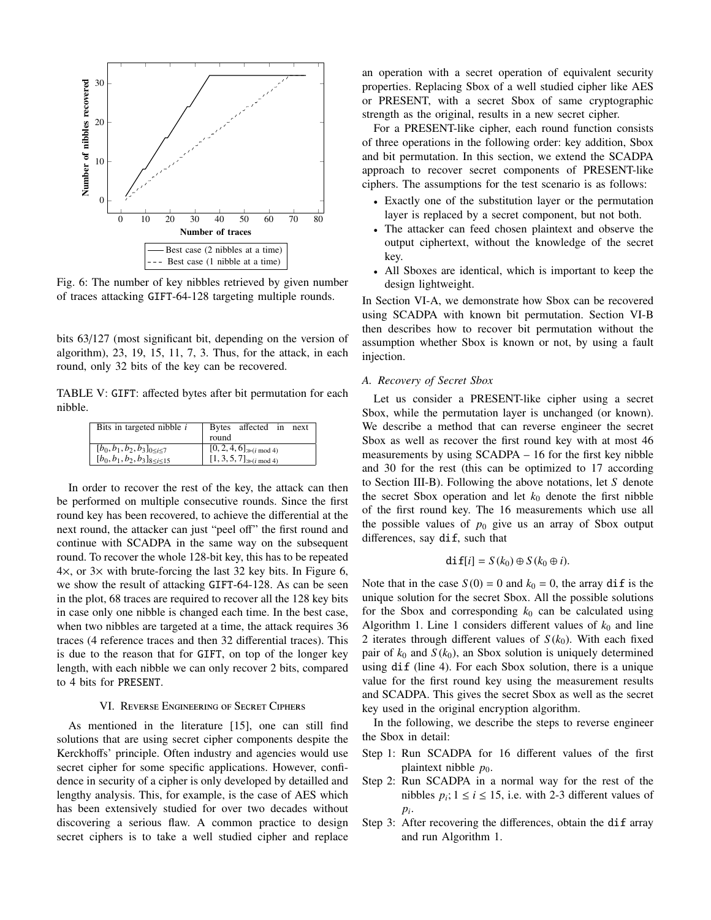Fig. 6: The number of key nibbles retrieved by given number of traces attacking GIFT-64-128 targeting multiple rounds.

bits 63/127 (most significant bit, depending on the version of algorithm), 23, 19, 15, 11, 7, 3. Thus, for the attack, in each round, only 32 bits of the key can be recovered.

TABLE V: GIFT: affected bytes after bit permutation for each nibble.

| Bits in targeted nibble $i$ | Bytes affected in next round |
|---|---|
| $[b_0, b_1, b_2, b_3]_{0 \le i \le 7}$ | $[0, 2, 4, 6]_{\gg (i \bmod 4)}$ |
| $[b_0, b_1, b_2, b_3]_{8 \le i \le 15}$ | $[1, 3, 5, 7]_{\gg (i \bmod 4)}$ |

In order to recover the rest of the key, the attack can then be performed on multiple consecutive rounds. Since the first round key has been recovered, to achieve the differential at the next round, the attacker can just "peel off" the first round and continue with SCADPA in the same way on the subsequent round. To recover the whole 128-bit key, this has to be repeated 4×, or 3× with brute-forcing the last 32 key bits. In Figure 6, we show the result of attacking GIFT-64-128. As can be seen in the plot, 68 traces are required to recover all the 128 key bits in case only one nibble is changed each time. In the best case, when two nibbles are targeted at a time, the attack requires 36 traces (4 reference traces and then 32 differential traces). This is due to the reason that for GIFT, on top of the longer key length, with each nibble we can only recover 2 bits, compared to 4 bits for PRESENT.

## VI. Reverse Engineering of Secret Ciphers

As mentioned in the literature [15], one can still find solutions that are using secret cipher components despite the Kerckhoffs' principle. Often industry and agencies would use secret cipher for some specific applications. However, confidence in security of a cipher is only developed by detailled and lengthy analysis. This, for example, is the case of AES which has been extensively studied for over two decades without discovering a serious flaw. A common practice to design secret ciphers is to take a well studied cipher and replace an operation with a secret operation of equivalent security properties. Replacing Sbox of a well studied cipher like AES or PRESENT, with a secret Sbox of same cryptographic strength as the original, results in a new secret cipher.

For a PRESENT-like cipher, each round function consists of three operations in the following order: key addition, Sbox and bit permutation. In this section, we extend the SCADPA approach to recover secret components of PRESENT-like ciphers. The assumptions for the test scenario is as follows:

- Exactly one of the substitution layer or the permutation layer is replaced by a secret component, but not both.
- The attacker can feed chosen plaintext and observe the output ciphertext, without the knowledge of the secret key.
- All Sboxes are identical, which is important to keep the design lightweight.

In Section VI-A, we demonstrate how Sbox can be recovered using SCADPA with known bit permutation. Section VI-B then describes how to recover bit permutation without the assumption whether Sbox is known or not, by using a fault injection.

### A. Recovery of Secret Sbox

Let us consider a PRESENT-like cipher using a secret Sbox, while the permutation layer is unchanged (or known). We describe a method that can reverse engineer the secret Sbox as well as recover the first round key with at most 46 measurements by using SCADPA – 16 for the first key nibble and 30 for the rest (this can be optimized to 17 according to Section III-B). Following the above notations, let $S$ denote the secret Sbox operation and let $k_0$ denote the first nibble of the first round key. The 16 measurements which use all the possible values of $p_0$ give us an array of Sbox output differences, say dif, such that

$$\mathtt{dif}[i] = S(k_0) \oplus S(k_0 \oplus i).$$

Note that in the case $S(0) = 0$ and $k_0 = 0$, the array dif is the unique solution for the secret Sbox. All the possible solutions for the Sbox and corresponding $k_0$ can be calculated using Algorithm 1. Line 1 considers different values of $k_0$ and line 2 iterates through different values of $S(k_0)$. With each fixed pair of $k_0$ and $S(k_0)$, an Sbox solution is uniquely determined using dif (line 4). For each Sbox solution, there is a unique value for the first round key using the measurement results and SCADPA. This gives the secret Sbox as well as the secret key used in the original encryption algorithm.

In the following, we describe the steps to reverse engineer the Sbox in detail:

- Step 1: Run SCADPA for 16 different values of the first plaintext nibble $p_0$.
- Step 2: Run SCADPA in a normal way for the rest of the nibbles $p_i$; $1 \le i \le 15$, i.e. with 2-3 different values of $p_i$.
- Step 3: After recovering the differences, obtain the dif array and run Algorithm 1.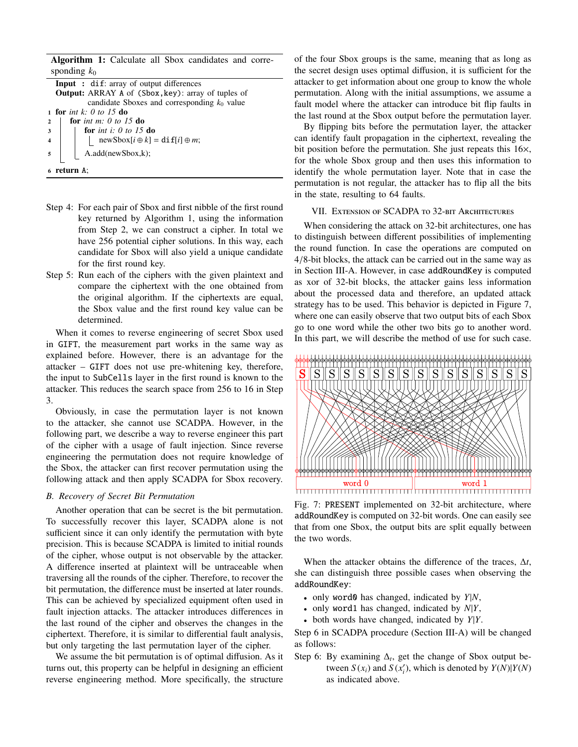**Algorithm 1:** Calculate all Sbox candidates and corresponding $k_0$

```
Input : dif: array of output differences
Output: ARRAY A of (Sbox,key): array of tuples of
        candidate Sboxes and corresponding k0 value
1 for int k: 0 to 15 do
2   for int m: 0 to 15 do
3     for int i: 0 to 15 do
4       newSbox[i ⊕ k] = dif[i] ⊕ m;
5     A.add(newSbox,k);
6 return A;
```

Step 4: For each pair of Sbox and first nibble of the first round key returned by Algorithm 1, using the information from Step 2, we can construct a cipher. In total we have 256 potential cipher solutions. In this way, each candidate for Sbox will also yield a unique candidate for the first round key.

Step 5: Run each of the ciphers with the given plaintext and compare the ciphertext with the one obtained from the original algorithm. If the ciphertexts are equal, the Sbox value and the first round key value can be determined.

When it comes to reverse engineering of secret Sbox used in GIFT, the measurement part works in the same way as explained before. However, there is an advantage for the attacker – GIFT does not use pre-whitening key, therefore, the input to SubCells layer in the first round is known to the attacker. This reduces the search space from 256 to 16 in Step 3.

Obviously, in case the permutation layer is not known to the attacker, she cannot use SCADPA. However, in the following part, we describe a way to reverse engineer this part of the cipher with a usage of fault injection. Since reverse engineering the permutation does not require knowledge of the Sbox, the attacker can first recover permutation using the following attack and then apply SCADPA for Sbox recovery.

### *B. Recovery of Secret Bit Permutation*

Another operation that can be secret is the bit permutation. To successfully recover this layer, SCADPA alone is not sufficient since it can only identify the permutation with byte precision. This is because SCADPA is limited to initial rounds of the cipher, whose output is not observable by the attacker. A difference inserted at plaintext will be untraceable when traversing all the rounds of the cipher. Therefore, to recover the bit permutation, the difference must be inserted at later rounds. This can be achieved by specialized equipment often used in fault injection attacks. The attacker introduces differences in the last round of the cipher and observes the changes in the ciphertext. Therefore, it is similar to differential fault analysis, but only targeting the last permutation layer of the cipher.

We assume the bit permutation is of optimal diffusion. As it turns out, this property can be helpful in designing an efficient reverse engineering method. More specifically, the structure of the four Sbox groups is the same, meaning that as long as the secret design uses optimal diffusion, it is sufficient for the attacker to get information about one group to know the whole permutation. Along with the initial assumptions, we assume a fault model where the attacker can introduce bit flip faults in the last round at the Sbox output before the permutation layer.

By flipping bits before the permutation layer, the attacker can identify fault propagation in the ciphertext, revealing the bit position before the permutation. She just repeats this 16×, for the whole Sbox group and then uses this information to identify the whole permutation layer. Note that in case the permutation is not regular, the attacker has to flip all the bits in the state, resulting to 64 faults.

## VII. Extension of SCADPA to 32-bit Architectures

When considering the attack on 32-bit architectures, one has to distinguish between different possibilities of implementing the round function. In case the operations are computed on 4/8-bit blocks, the attack can be carried out in the same way as in Section III-A. However, in case addRoundKey is computed as xor of 32-bit blocks, the attacker gains less information about the processed data and therefore, an updated attack strategy has to be used. This behavior is depicted in Figure 7, where one can easily observe that two output bits of each Sbox go to one word while the other two bits go to another word. In this part, we will describe the method of use for such case.

Fig. 7: PRESENT implemented on 32-bit architecture, where addRoundKey is computed on 32-bit words. One can easily see that from one Sbox, the output bits are split equally between the two words.

When the attacker obtains the difference of the traces, $\Delta t$, she can distinguish three possible cases when observing the addRoundKey:

- only word0 has changed, indicated by $Y|N$,
- only word1 has changed, indicated by $N|Y$,
- both words have changed, indicated by $Y|Y$.

Step 6 in SCADPA procedure (Section III-A) will be changed as follows:

Step 6: By examining $\Delta_t$, get the change of Sbox output between $S(x_i)$ and $S(x_i')$, which is denoted by $Y(N)|Y(N)$ as indicated above.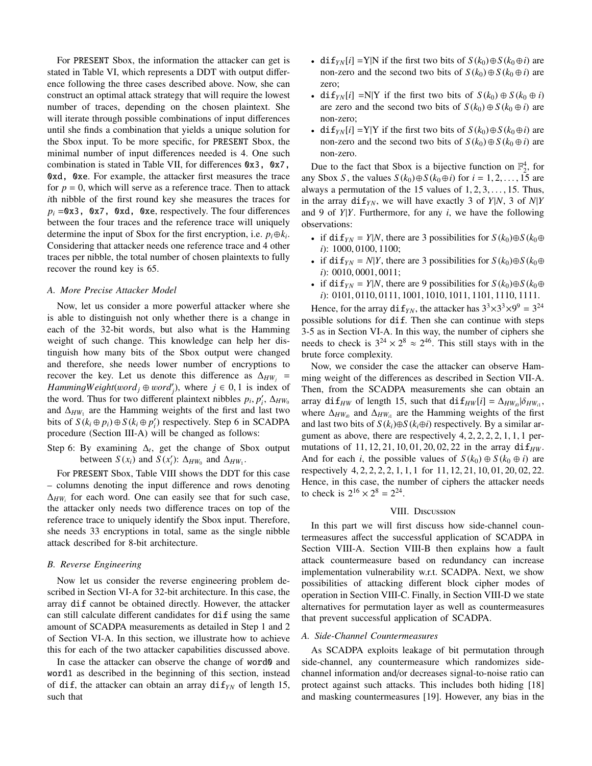For PRESENT Sbox, the information the attacker can get is stated in Table VI, which represents a DDT with output difference following the three cases described above. Now, she can construct an optimal attack strategy that will require the lowest number of traces, depending on the chosen plaintext. She will iterate through possible combinations of input differences until she finds a combination that yields a unique solution for the Sbox input. To be more specific, for PRESENT Sbox, the minimal number of input differences needed is 4. One such combination is stated in Table VII, for differences `0x3, 0x7, 0xd, 0xe`. For example, the attacker first measures the trace for $p = 0$, which will serve as a reference trace. Then to attack $i$th nibble of the first round key she measures the traces for $p_i =$ `0x3, 0x7, 0xd, 0xe`, respectively. The four differences between the four traces and the reference trace will uniquely determine the input of Sbox for the first encryption, i.e. $p_i \oplus k_i$. Considering that attacker needs one reference trace and 4 other traces per nibble, the total number of chosen plaintexts to fully recover the round key is 65.

### A. More Precise Attacker Model

Now, let us consider a more powerful attacker where she is able to distinguish not only whether there is a change in each of the 32-bit words, but also what is the Hamming weight of such change. This knowledge can help her distinguish how many bits of the Sbox output were changed and therefore, she needs lower number of encryptions to recover the key. Let us denote this difference as $\Delta_{HW_j} = HammingWeight(word_j \oplus word_j')$, where $j \in 0, 1$ is index of the word. Thus for two different plaintext nibbles $p_i, p_i'$, $\Delta_{HW_0}$ and $\Delta_{HW_1}$ are the Hamming weights of the first and last two bits of $S(k_i \oplus p_i) \oplus S(k_i \oplus p_i')$ respectively. Step 6 in SCADPA procedure (Section III-A) will be changed as follows:

Step 6: By examining $\Delta_t$, get the change of Sbox output between $S(x_i)$ and $S(x_i')$: $\Delta_{HW_0}$ and $\Delta_{HW_1}$.

For PRESENT Sbox, Table VIII shows the DDT for this case – columns denoting the input difference and rows denoting $\Delta_{HW_i}$ for each word. One can easily see that for such case, the attacker only needs two difference traces on top of the reference trace to uniquely identify the Sbox input. Therefore, she needs 33 encryptions in total, same as the single nibble attack described for 8-bit architecture.

### B. Reverse Engineering

Now let us consider the reverse engineering problem described in Section VI-A for 32-bit architecture. In this case, the array `dif` cannot be obtained directly. However, the attacker can still calculate different candidates for `dif` using the same amount of SCADPA measurements as detailed in Step 1 and 2 of Section VI-A. In this section, we illustrate how to achieve this for each of the two attacker capabilities discussed above.

In case the attacker can observe the change of `word0` and `word1` as described in the beginning of this section, instead of `dif`, the attacker can obtain an array $\texttt{dif}_{YN}$ of length 15, such that

- $\texttt{dif}_{YN}[i]$ =Y|N if the first two bits of $S(k_0) \oplus S(k_0 \oplus i)$ are non-zero and the second two bits of $S(k_0) \oplus S(k_0 \oplus i)$ are zero;
- $\texttt{dif}_{YN}[i]$ =N|Y if the first two bits of $S(k_0) \oplus S(k_0 \oplus i)$ are zero and the second two bits of $S(k_0) \oplus S(k_0 \oplus i)$ are non-zero;
- $\texttt{dif}_{YN}[i]$ =Y|Y if the first two bits of $S(k_0) \oplus S(k_0 \oplus i)$ are non-zero and the second two bits of $S(k_0) \oplus S(k_0 \oplus i)$ are non-zero.

Due to the fact that Sbox is a bijective function on $\mathbb{F}_2^4$, for any Sbox $S$, the values $S(k_0) \oplus S(k_0 \oplus i)$ for $i = 1, 2, 3, \ldots, 15$ are always a permutation of the 15 values of $1, 2, 3, \ldots, 15$. Thus, in the array $\texttt{dif}_{YN}$, we will have exactly 3 of $Y|N$, 3 of $N|Y$ and 9 of $Y|Y$. Furthermore, for any $i$, we have the following observations:

- if $\texttt{dif}_{YN} = Y|N$, there are 3 possibilities for $S(k_0) \oplus S(k_0 \oplus i)$: 1000, 0100, 1100;
- if $\texttt{dif}_{YN} = N|Y$, there are 3 possibilities for $S(k_0) \oplus S(k_0 \oplus i)$: 0010, 0001, 0011;
- if $\texttt{dif}_{YN} = Y|N$, there are 9 possibilities for $S(k_0) \oplus S(k_0 \oplus i)$: 0101, 0110, 0111, 1001, 1010, 1011, 1101, 1110, 1111.

Hence, for the array $\texttt{dif}_{YN}$, the attacker has $3^3 \times 3^3 \times 9^9 = 3^{24}$ possible solutions for `dif`. Then she can continue with steps 3-5 as in Section VI-A. In this way, the number of ciphers she needs to check is $3^{24} \times 2^8 \approx 2^{46}$. This still stays with in the brute force complexity.

Now, we consider the case the attacker can observe Hamming weight of the differences as described in Section VII-A. Then, from the SCADPA measurements she can obtain an array $\texttt{dif}_{HW}$ of length 15, such that $\texttt{dif}_{HW}[i] = \Delta_{HW_{i0}} | \delta_{HW_{i1}}$, where $\Delta_{HW_{i0}}$ and $\Delta_{HW_{i1}}$ are the Hamming weights of the first and last two bits of $S(k_i) \oplus S(k_i \oplus i)$ respectively. By a similar argument as above, there are respectively 4, 2, 2, 2, 2, 1, 1, 1 permutations of 11, 12, 21, 10, 01, 20, 02, 22 in the array $\texttt{dif}_{HW}$. And for each $i$, the possible values of $S(k_0) \oplus S(k_0 \oplus i)$ are respectively 4, 2, 2, 2, 2, 1, 1, 1 for 11, 12, 21, 10, 01, 20, 02, 22. Hence, in this case, the number of ciphers the attacker needs to check is $2^{16} \times 2^8 = 2^{24}$.

## VIII. Discussion

In this part we will first discuss how side-channel countermeasures affect the successful application of SCADPA in Section VIII-A. Section VIII-B then explains how a fault attack countermeasure based on redundancy can increase implementation vulnerability w.r.t. SCADPA. Next, we show possibilities of attacking different block cipher modes of operation in Section VIII-C. Finally, in Section VIII-D we state alternatives for permutation layer as well as countermeasures that prevent successful application of SCADPA.

### A. Side-Channel Countermeasures

As SCADPA exploits leakage of bit permutation through side-channel, any countermeasure which randomizes side-channel information and/or decreases signal-to-noise ratio can protect against such attacks. This includes both hiding [18] and masking countermeasures [19]. However, any bias in the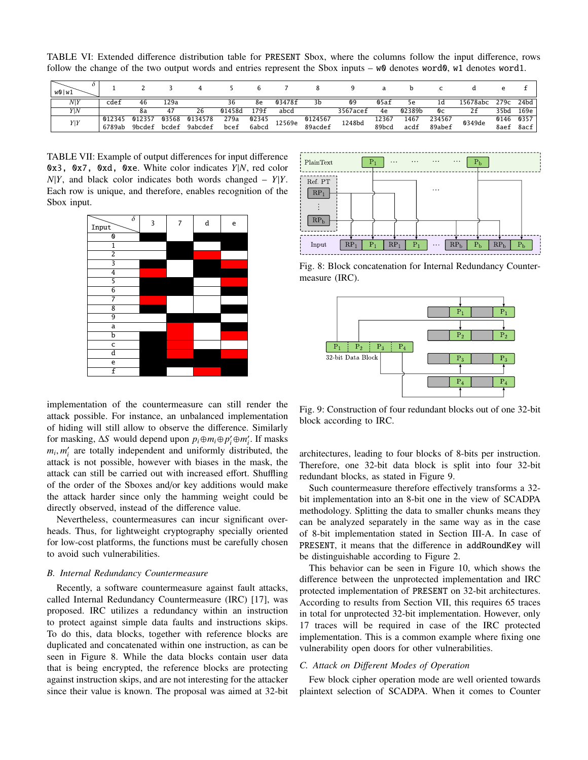TABLE VI: Extended difference distribution table for PRESENT Sbox, where the columns follow the input difference, rows follow the change of the two output words and entries represent the Sbox inputs – w0 denotes word0, w1 denotes word1.

| w0\|w1 \ $\delta$ | 1 | 2 | 3 | 4 | 5 | 6 | 7 | 8 | 9 | a | b | c | d | e | f |
|---|---|---|---|---|---|---|---|---|---|---|---|---|---|---|---|
| $N\|Y$ | cdef | 46 | 129a | | 36 | 8e | 03478f | 3b | 09 | 05af | 5e | 1d | 15678abc | 279c | 24bd |
| $Y\|N$ | | 8a | 47 | 26 | 01458d | 179f | abcd | | 3567acef | 4e | 02389b | 0c | 2f | 35bd | 169e |
| $Y\|Y$ | 0123456789ab | 0123579bcdef | 03568bcdef | 01345789abcdef | 279abcef | 023456abcd | 12569e | 012456789acdef | 1248bd | 1236789bcd | 1467acdf | 23456789abef | 0349de | 01468aef | 03578acf |

TABLE VII: Example of output differences for input difference 0x3, 0x7, 0xd, 0xe. White color indicates $Y|N$, red color $N|Y$, and black color indicates both words changed – $Y|Y$. Each row is unique, and therefore, enables recognition of the Sbox input.

| Input \ $\delta$ | 3 | 7 | d | e |
|---|---|---|---|---|
| 0 | Black | White | Black | Black |
| 1 | White | Black | White | Black |
| 2 | White | Black | Red | White |
| 3 | Black | White | Black | Red |
| 4 | Red | White | Black | Black |
| 5 | Black | Black | White | Red |
| 6 | Black | Black | White | Black |
| 7 | Red | White | White | White |
| 8 | Black | White | White | Black |
| 9 | White | Black | Black | White |
| a | White | Red | White | Black |
| b | Black | Red | White | Red |
| c | Black | Red | White | White |
| d | Black | Red | Black | Red |
| e | Black | Black | Black | Black |
| f | Black | White | Red | Black |

implementation of the countermeasure can still render the attack possible. For instance, an unbalanced implementation of hiding will still allow to observe the difference. Similarly for masking, $\Delta S$ would depend upon $p_i \oplus m_i \oplus p'_i \oplus m'_i$. If masks $m_i, m'_i$ are totally independent and uniformly distributed, the attack is not possible, however with biases in the mask, the attack can still be carried out with increased effort. Shuffling of the order of the Sboxes and/or key additions would make the attack harder since only the hamming weight could be directly observed, instead of the difference value.

Nevertheless, countermeasures can incur significant overheads. Thus, for lightweight cryptography specially oriented for low-cost platforms, the functions must be carefully chosen to avoid such vulnerabilities.

### B. Internal Redundancy Countermeasure

Recently, a software countermeasure against fault attacks, called Internal Redundancy Countermeasure (IRC) [17], was proposed. IRC utilizes a redundancy within an instruction to protect against simple data faults and instructions skips. To do this, data blocks, together with reference blocks are duplicated and concatenated within one instruction, as can be seen in Figure 8. While the data blocks contain user data that is being encrypted, the reference blocks are protecting against instruction skips, and are not interesting for the attacker since their value is known. The proposal was aimed at 32-bit architectures, leading to four blocks of 8-bits per instruction. Therefore, one 32-bit data block is split into four 32-bit redundant blocks, as stated in Figure 9.

Fig. 8: Block concatenation for Internal Redundancy Countermeasure (IRC).

Fig. 9: Construction of four redundant blocks out of one 32-bit block according to IRC.

Such countermeasure therefore effectively transforms a 32-bit implementation into an 8-bit one in the view of SCADPA methodology. Splitting the data to smaller chunks means they can be analyzed separately in the same way as in the case of 8-bit implementation stated in Section III-A. In case of PRESENT, it means that the difference in addRoundKey will be distinguishable according to Figure 2.

This behavior can be seen in Figure 10, which shows the difference between the unprotected implementation and IRC protected implementation of PRESENT on 32-bit architectures. According to results from Section VII, this requires 65 traces in total for unprotected 32-bit implementation. However, only 17 traces will be required in case of the IRC protected implementation. This is a common example where fixing one vulnerability open doors for other vulnerabilities.

### C. Attack on Different Modes of Operation

Few block cipher operation mode are well oriented towards plaintext selection of SCADPA. When it comes to Counter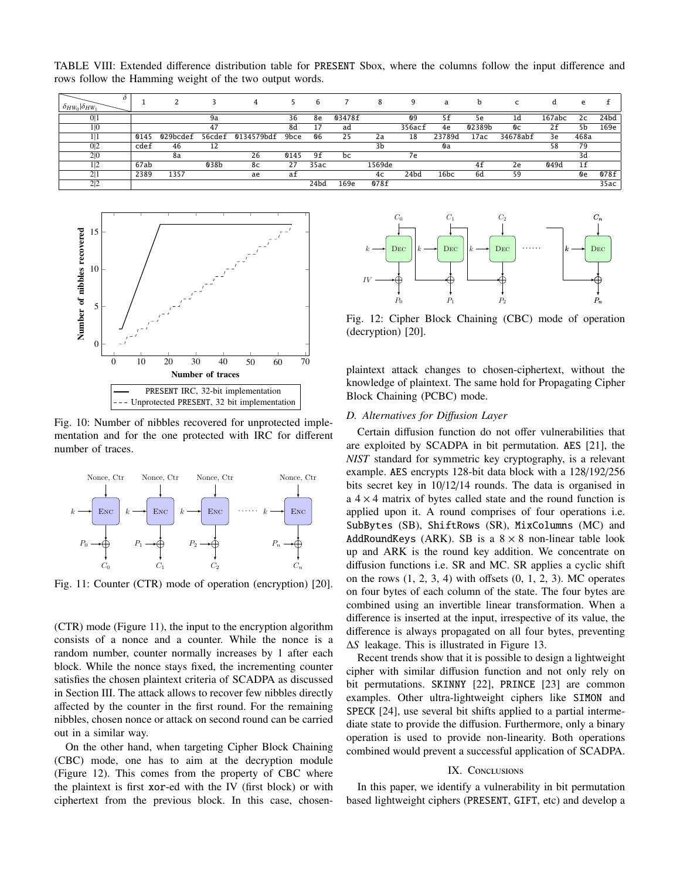TABLE VIII: Extended difference distribution table for PRESENT Sbox, where the columns follow the input difference and rows follow the Hamming weight of the two output words.

| $\delta_{HW_0}\|\delta_{HW_1}$ \ $\delta$ | 1 | 2 | 3 | 4 | 5 | 6 | 7 | 8 | 9 | a | b | c | d | e | f |
|---|---|---|---|---|---|---|---|---|---|---|---|---|---|---|---|
| 0\|1 | | | 9a | | 36 | 8e | 03478f | | 09 | 5f | 5e | 1d | 167abc | 2c | 24bd |
| 1\|0 | | | 47 | | 8d | 17 | ad | | 356acf | 4e | 02389b | 0c | 2f | 5b | 169e |
| 1\|1 | 0145 | 029bcdef | 56cdef | 0134579bdf | 9bce | 06 | 25 | 2a | 18 | 23789d | 17ac | 34678abf | 3e | 468a | |
| 0\|2 | cdef | 46 | 12 | | | | | 3b | | 0a | | | 58 | 79 | |
| 2\|0 | | 8a | | 26 | 0145 | 9f | bc | | 7e | | | | | 3d | |
| 1\|2 | 67ab | | 038b | 8c | 27 | 35ac | | 1569de | | | 4f | 2e | 049d | 1f | |
| 2\|1 | 2389 | 1357 | | ae | af | | | 4c | 24bd | 16bc | 6d | 59 | | 0e | 078f |
| 2\|2 | | | | | | 24bd | 169e | 078f | | | | | | | 35ac |

Fig. 10: Number of nibbles recovered for unprotected implementation and for the one protected with IRC for different number of traces.

Fig. 11: Counter (CTR) mode of operation (encryption) [20].

(CTR) mode (Figure 11), the input to the encryption algorithm consists of a nonce and a counter. While the nonce is a random number, counter normally increases by 1 after each block. While the nonce stays fixed, the incrementing counter satisfies the chosen plaintext criteria of SCADPA as discussed in Section III. The attack allows to recover few nibbles directly affected by the counter in the first round. For the remaining nibbles, chosen nonce or attack on second round can be carried out in a similar way.

On the other hand, when targeting Cipher Block Chaining (CBC) mode, one has to aim at the decryption module (Figure 12). This comes from the property of CBC where the plaintext is first xor-ed with the IV (first block) or with ciphertext from the previous block. In this case, chosen-plaintext attack changes to chosen-ciphertext, without the knowledge of plaintext. The same hold for Propagating Cipher Block Chaining (PCBC) mode.

Fig. 12: Cipher Block Chaining (CBC) mode of operation (decryption) [20].

### D. Alternatives for Diffusion Layer

Certain diffusion function do not offer vulnerabilities that are exploited by SCADPA in bit permutation. AES [21], the *NIST* standard for symmetric key cryptography, is a relevant example. AES encrypts 128-bit data block with a 128/192/256 bits secret key in 10/12/14 rounds. The data is organised in a $4 \times 4$ matrix of bytes called state and the round function is applied upon it. A round comprises of four operations i.e. SubBytes (SB), ShiftRows (SR), MixColumns (MC) and AddRoundKeys (ARK). SB is a $8 \times 8$ non-linear table look up and ARK is the round key addition. We concentrate on diffusion functions i.e. SR and MC. SR applies a cyclic shift on the rows (1, 2, 3, 4) with offsets (0, 1, 2, 3). MC operates on four bytes of each column of the state. The four bytes are combined using an invertible linear transformation. When a difference is inserted at the input, irrespective of its value, the difference is always propagated on all four bytes, preventing $\Delta S$ leakage. This is illustrated in Figure 13.

Recent trends show that it is possible to design a lightweight cipher with similar diffusion function and not only rely on bit permutations. SKINNY [22], PRINCE [23] are common examples. Other ultra-lightweight ciphers like SIMON and SPECK [24], use several bit shifts applied to a partial intermediate state to provide the diffusion. Furthermore, only a binary operation is used to provide non-linearity. Both operations combined would prevent a successful application of SCADPA.

## IX. Conclusions

In this paper, we identify a vulnerability in bit permutation based lightweight ciphers (PRESENT, GIFT, etc) and develop a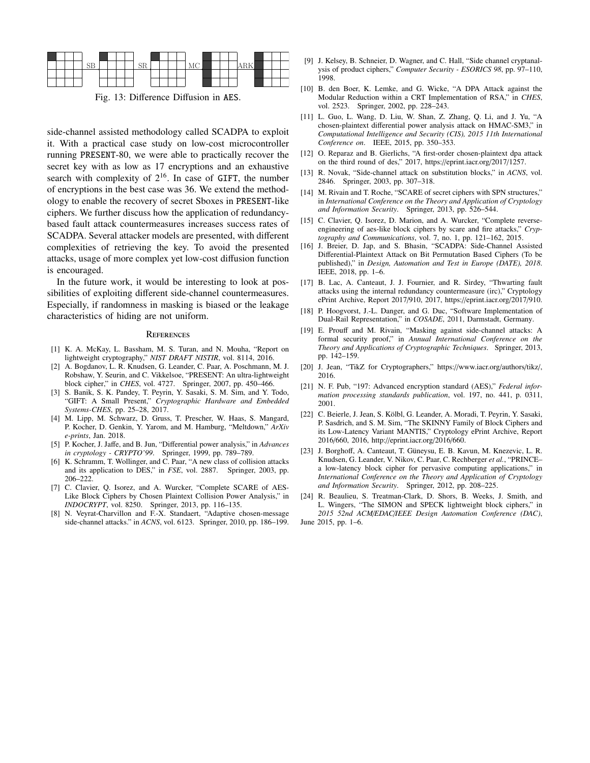SB SR MC ARK

Fig. 13: Difference Diffusion in AES.

side-channel assisted methodology called SCADPA to exploit it. With a practical case study on low-cost microcontroller running PRESENT-80, we were able to practically recover the secret key with as low as 17 encryptions and an exhaustive search with complexity of $2^{16}$. In case of GIFT, the number of encryptions in the best case was 36. We extend the methodology to enable the recovery of secret Sboxes in PRESENT-like ciphers. We further discuss how the application of redundancy-based fault attack countermeasures increases success rates of SCADPA. Several attacker models are presented, with different complexities of retrieving the key. To avoid the presented attacks, usage of more complex yet low-cost diffusion function is encouraged.

In the future work, it would be interesting to look at possibilities of exploiting different side-channel countermeasures. Especially, if randomness in masking is biased or the leakage characteristics of hiding are not uniform.

## References

[1] K. A. McKay, L. Bassham, M. S. Turan, and N. Mouha, "Report on lightweight cryptography," *NIST DRAFT NISTIR*, vol. 8114, 2016.

[2] A. Bogdanov, L. R. Knudsen, G. Leander, C. Paar, A. Poschmann, M. J. Robshaw, Y. Seurin, and C. Vikkelsoe, "PRESENT: An ultra-lightweight block cipher," in *CHES*, vol. 4727. Springer, 2007, pp. 450–466.

[3] S. Banik, S. K. Pandey, T. Peyrin, Y. Sasaki, S. M. Sim, and Y. Todo, "GIFT: A Small Present," *Cryptographic Hardware and Embedded Systems-CHES*, pp. 25–28, 2017.

[4] M. Lipp, M. Schwarz, D. Gruss, T. Prescher, W. Haas, S. Mangard, P. Kocher, D. Genkin, Y. Yarom, and M. Hamburg, "Meltdown," *ArXiv e-prints*, Jan. 2018.

[5] P. Kocher, J. Jaffe, and B. Jun, "Differential power analysis," in *Advances in cryptology - CRYPTO'99*. Springer, 1999, pp. 789–789.

[6] K. Schramm, T. Wollinger, and C. Paar, "A new class of collision attacks and its application to DES," in *FSE*, vol. 2887. Springer, 2003, pp. 206–222.

[7] C. Clavier, Q. Isorez, and A. Wurcker, "Complete SCARE of AES-Like Block Ciphers by Chosen Plaintext Collision Power Analysis," in *INDOCRYPT*, vol. 8250. Springer, 2013, pp. 116–135.

[8] N. Veyrat-Charvillon and F.-X. Standaert, "Adaptive chosen-message side-channel attacks." in *ACNS*, vol. 6123. Springer, 2010, pp. 186–199.

[9] J. Kelsey, B. Schneier, D. Wagner, and C. Hall, "Side channel cryptanalysis of product ciphers," *Computer Security - ESORICS 98*, pp. 97–110, 1998.

[10] B. den Boer, K. Lemke, and G. Wicke, "A DPA Attack against the Modular Reduction within a CRT Implementation of RSA," in *CHES*, vol. 2523. Springer, 2002, pp. 228–243.

[11] L. Guo, L. Wang, D. Liu, W. Shan, Z. Zhang, Q. Li, and J. Yu, "A chosen-plaintext differential power analysis attack on HMAC-SM3," in *Computational Intelligence and Security (CIS), 2015 11th International Conference on*. IEEE, 2015, pp. 350–353.

[12] O. Reparaz and B. Gierlichs, "A first-order chosen-plaintext dpa attack on the third round of des," 2017, https://eprint.iacr.org/2017/1257.

[13] R. Novak, "Side-channel attack on substitution blocks," in *ACNS*, vol. 2846. Springer, 2003, pp. 307–318.

[14] M. Rivain and T. Roche, "SCARE of secret ciphers with SPN structures," in *International Conference on the Theory and Application of Cryptology and Information Security*. Springer, 2013, pp. 526–544.

[15] C. Clavier, Q. Isorez, D. Marion, and A. Wurcker, "Complete reverse-engineering of aes-like block ciphers by scare and fire attacks," *Cryptography and Communications*, vol. 7, no. 1, pp. 121–162, 2015.

[16] J. Breier, D. Jap, and S. Bhasin, "SCADPA: Side-Channel Assisted Differential-Plaintext Attack on Bit Permutation Based Ciphers (To be published)," in *Design, Automation and Test in Europe (DATE), 2018*. IEEE, 2018, pp. 1–6.

[17] B. Lac, A. Canteaut, J. J. Fournier, and R. Sirdey, "Thwarting fault attacks using the internal redundancy countermeasure (irc)," Cryptology ePrint Archive, Report 2017/910, 2017, https://eprint.iacr.org/2017/910.

[18] P. Hoogvorst, J.-L. Danger, and G. Duc, "Software Implementation of Dual-Rail Representation," in *COSADE*, 2011, Darmstadt, Germany.

[19] E. Prouff and M. Rivain, "Masking against side-channel attacks: A formal security proof," in *Annual International Conference on the Theory and Applications of Cryptographic Techniques*. Springer, 2013, pp. 142–159.

[20] J. Jean, "TikZ for Cryptographers," https://www.iacr.org/authors/tikz/, 2016.

[21] N. F. Pub, "197: Advanced encryption standard (AES)," *Federal information processing standards publication*, vol. 197, no. 441, p. 0311, 2001.

[22] C. Beierle, J. Jean, S. Kölbl, G. Leander, A. Moradi, T. Peyrin, Y. Sasaki, P. Sasdrich, and S. M. Sim, "The SKINNY Family of Block Ciphers and its Low-Latency Variant MANTIS," Cryptology ePrint Archive, Report 2016/660, 2016, http://eprint.iacr.org/2016/660.

[23] J. Borghoff, A. Canteaut, T. Güneysu, E. B. Kavun, M. Knezevic, L. R. Knudsen, G. Leander, V. Nikov, C. Paar, C. Rechberger *et al.*, "PRINCE–a low-latency block cipher for pervasive computing applications," in *International Conference on the Theory and Application of Cryptology and Information Security*. Springer, 2012, pp. 208–225.

[24] R. Beaulieu, S. Treatman-Clark, D. Shors, B. Weeks, J. Smith, and L. Wingers, "The SIMON and SPECK lightweight block ciphers," in *2015 52nd ACM/EDAC/IEEE Design Automation Conference (DAC)*, June 2015, pp. 1–6.